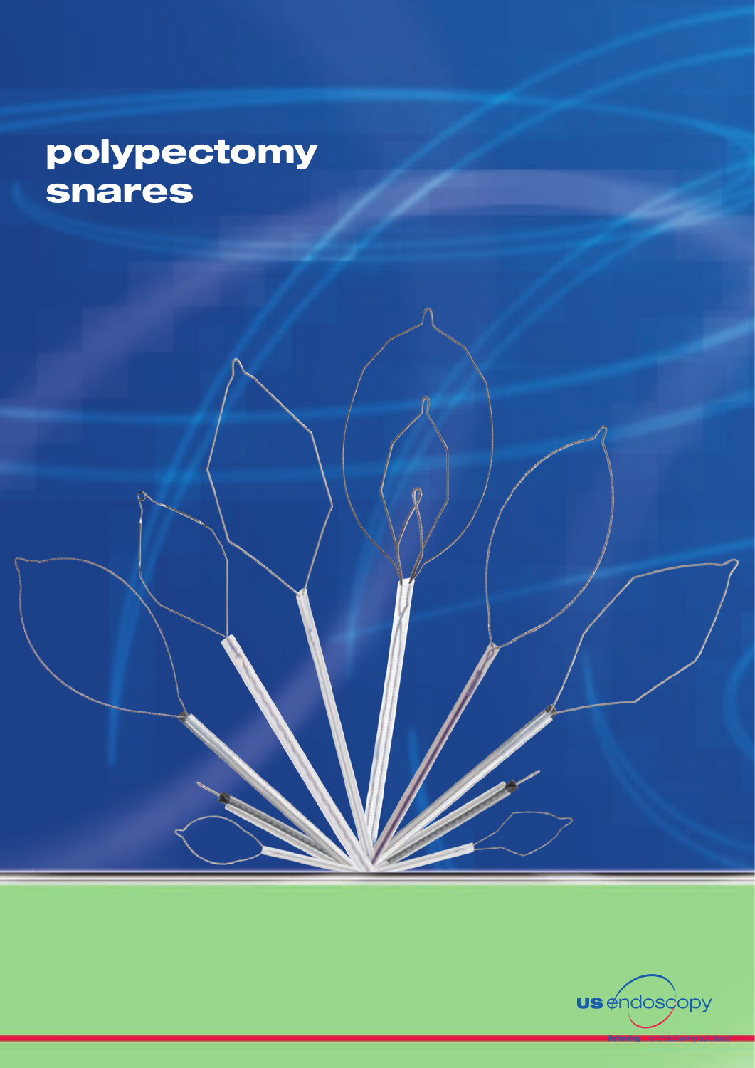# polypectomy snares

us endoscopy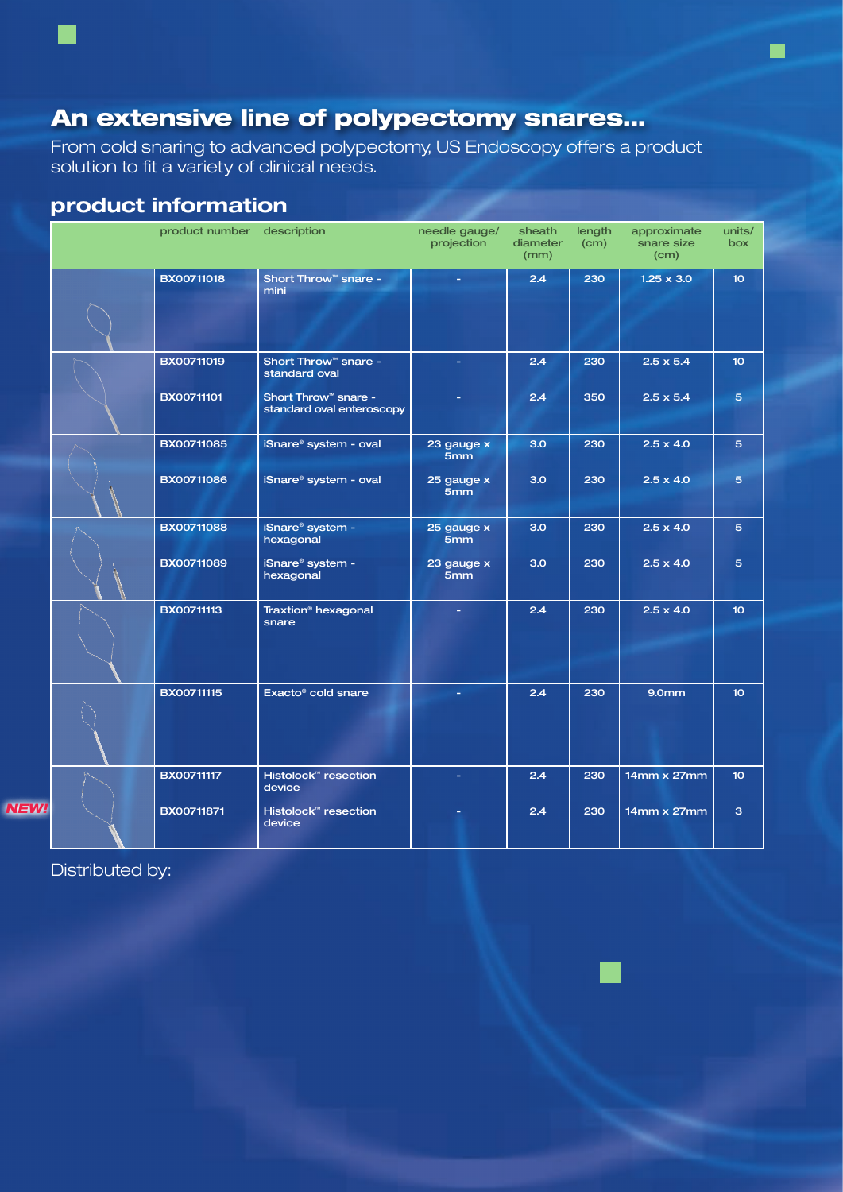## An extensive line of polypectomy snares...

From cold snaring to advanced polypectomy, US Endoscopy offers a product solution to fit a variety of clinical needs.

### product information

| | product number | description | needle gauge/ projection | sheath diameter (mm) | length (cm) | approximate snare size (cm) | units/ box |
|---|---|---|---|---|---|---|---|
| | BX00711018 | Short Throw™ snare - mini | - | 2.4 | 230 | 1.25 x 3.0 | 10 |
| | BX00711019 | Short Throw™ snare - standard oval | - | 2.4 | 230 | 2.5 x 5.4 | 10 |
| | BX00711101 | Short Throw™ snare - standard oval enteroscopy | - | 2.4 | 350 | 2.5 x 5.4 | 5 |
| | BX00711085 | iSnare® system - oval | 23 gauge x 5mm | 3.0 | 230 | 2.5 x 4.0 | 5 |
| | BX00711086 | iSnare® system - oval | 25 gauge x 5mm | 3.0 | 230 | 2.5 x 4.0 | 5 |
| | BX00711088 | iSnare® system - hexagonal | 25 gauge x 5mm | 3.0 | 230 | 2.5 x 4.0 | 5 |
| | BX00711089 | iSnare® system - hexagonal | 23 gauge x 5mm | 3.0 | 230 | 2.5 x 4.0 | 5 |
| | BX00711113 | Traxtion® hexagonal snare | - | 2.4 | 230 | 2.5 x 4.0 | 10 |
| | BX00711115 | Exacto® cold snare | - | 2.4 | 230 | 9.0mm | 10 |
| | BX00711117 | Histolock™ resection device | - | 2.4 | 230 | 14mm x 27mm | 10 |
| NEW! | BX00711871 | Histolock™ resection device | - | 2.4 | 230 | 14mm x 27mm | 3 |

Distributed by: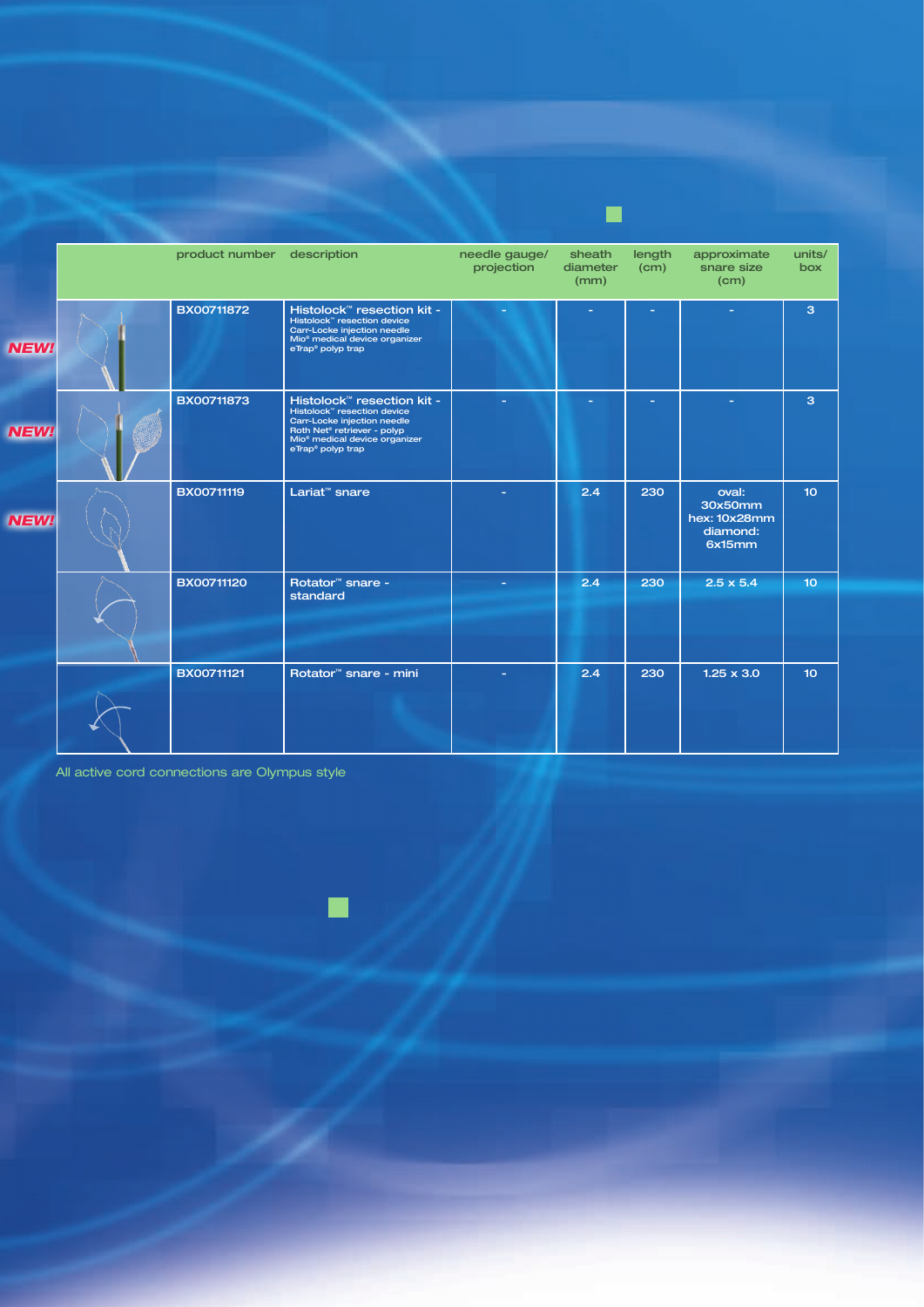| | product number | description | needle gauge/ projection | sheath diameter (mm) | length (cm) | approximate snare size (cm) | units/ box |
|---|---|---|---|---|---|---|---|
| NEW! | BX00711872 | Histolock™ resection kit - Histolock™ resection device Carr-Locke injection needle Mio® medical device organizer eTrap® polyp trap | - | - | - | - | 3 |
| NEW! | BX00711873 | Histolock™ resection kit - Histolock™ resection device Carr-Locke injection needle Roth Net® retriever - polyp Mio® medical device organizer eTrap® polyp trap | - | - | - | - | 3 |
| NEW! | BX00711119 | Lariat™ snare | - | 2.4 | 230 | oval: 30x50mm hex: 10x28mm diamond: 6x15mm | 10 |
| | BX00711120 | Rotator™ snare - standard | - | 2.4 | 230 | 2.5 x 5.4 | 10 |
| | BX00711121 | Rotator™ snare - mini | - | 2.4 | 230 | 1.25 x 3.0 | 10 |

All active cord connections are Olympus style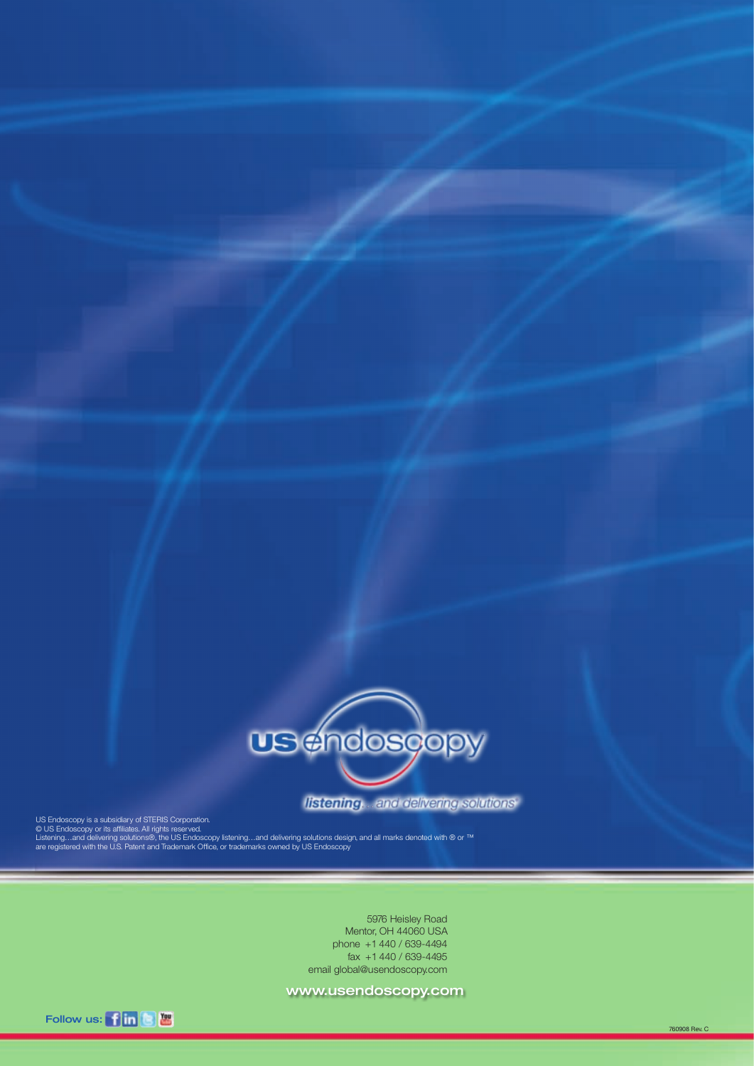us endoscopy

*listening…and delivering solutions®*

US Endoscopy is a subsidiary of STERIS Corporation.
© US Endoscopy or its affiliates. All rights reserved.
Listening…and delivering solutions®, the US Endoscopy listening…and delivering solutions design, and all marks denoted with ® or ™ are registered with the U.S. Patent and Trademark Office, or trademarks owned by US Endoscopy

5976 Heisley Road
Mentor, OH 44060 USA
phone +1 440 / 639-4494
fax +1 440 / 639-4495
email global@usendoscopy.com

**www.usendoscopy.com**

Follow us:

760908 Rev. C